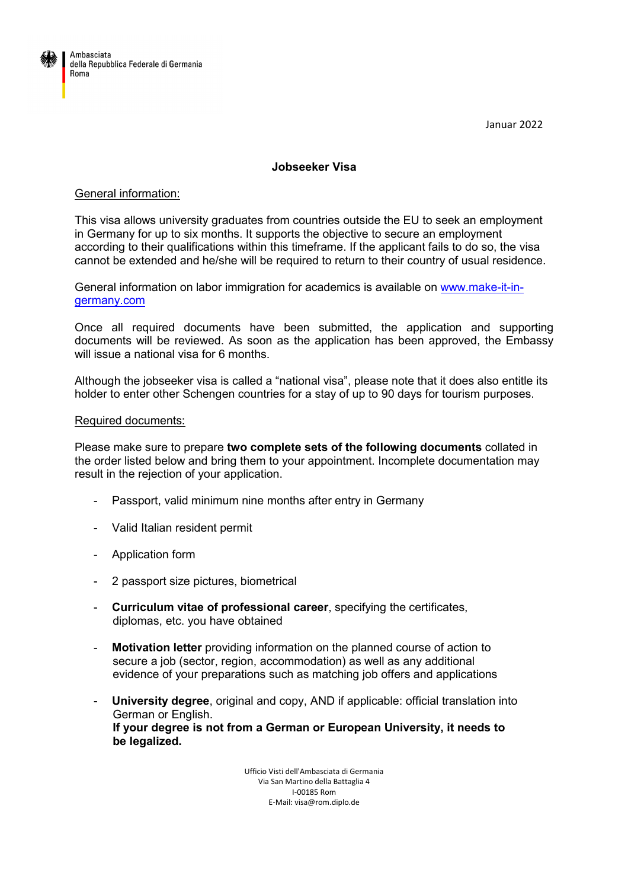Ambasciata
della Repubblica Federale di Germania
Roma

Januar 2022

# Jobseeker Visa

## General information:

This visa allows university graduates from countries outside the EU to seek an employment in Germany for up to six months. It supports the objective to secure an employment according to their qualifications within this timeframe. If the applicant fails to do so, the visa cannot be extended and he/she will be required to return to their country of usual residence.

General information on labor immigration for academics is available on [www.make-it-in-germany.com](www.make-it-in-germany.com)

Once all required documents have been submitted, the application and supporting documents will be reviewed. As soon as the application has been approved, the Embassy will issue a national visa for 6 months.

Although the jobseeker visa is called a "national visa", please note that it does also entitle its holder to enter other Schengen countries for a stay of up to 90 days for tourism purposes.

## Required documents:

Please make sure to prepare **two complete sets of the following documents** collated in the order listed below and bring them to your appointment. Incomplete documentation may result in the rejection of your application.

- Passport, valid minimum nine months after entry in Germany
- Valid Italian resident permit
- Application form
- 2 passport size pictures, biometrical
- **Curriculum vitae of professional career**, specifying the certificates, diplomas, etc. you have obtained
- **Motivation letter** providing information on the planned course of action to secure a job (sector, region, accommodation) as well as any additional evidence of your preparations such as matching job offers and applications
- **University degree**, original and copy, AND if applicable: official translation into German or English.
  **If your degree is not from a German or European University, it needs to be legalized.**

Ufficio Visti dell'Ambasciata di Germania
Via San Martino della Battaglia 4
I-00185 Rom
E-Mail: visa@rom.diplo.de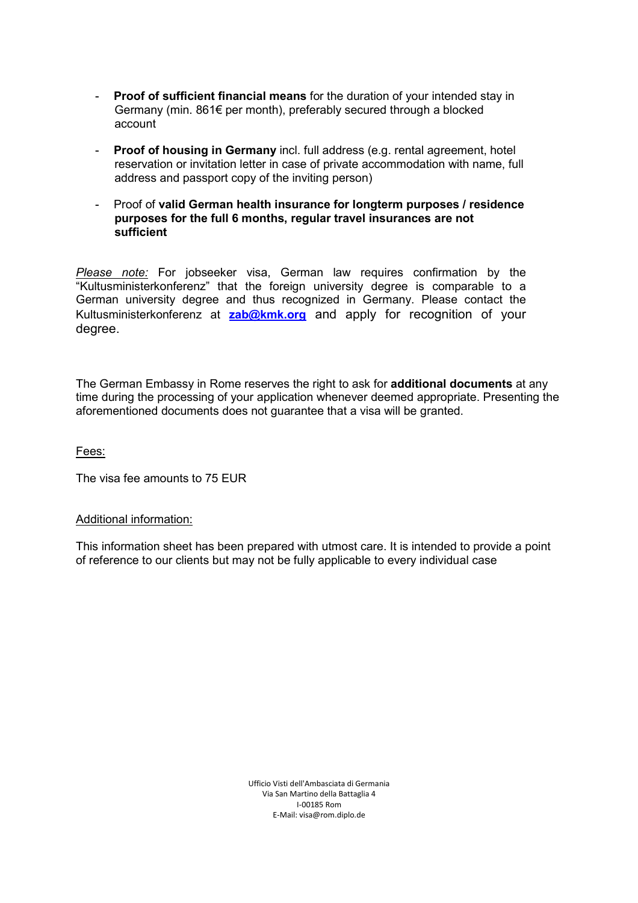- **Proof of sufficient financial means** for the duration of your intended stay in Germany (min. 861€ per month), preferably secured through a blocked account

- **Proof of housing in Germany** incl. full address (e.g. rental agreement, hotel reservation or invitation letter in case of private accommodation with name, full address and passport copy of the inviting person)

- Proof of **valid German health insurance for longterm purposes / residence purposes for the full 6 months, regular travel insurances are not sufficient**

*Please note:* For jobseeker visa, German law requires confirmation by the "Kultusministerkonferenz" that the foreign university degree is comparable to a German university degree and thus recognized in Germany. Please contact the Kultusministerkonferenz at **zab@kmk.org** and apply for recognition of your degree.

The German Embassy in Rome reserves the right to ask for **additional documents** at any time during the processing of your application whenever deemed appropriate. Presenting the aforementioned documents does not guarantee that a visa will be granted.

Fees:

The visa fee amounts to 75 EUR

Additional information:

This information sheet has been prepared with utmost care. It is intended to provide a point of reference to our clients but may not be fully applicable to every individual case

Ufficio Visti dell'Ambasciata di Germania
Via San Martino della Battaglia 4
I-00185 Rom
E-Mail: visa@rom.diplo.de